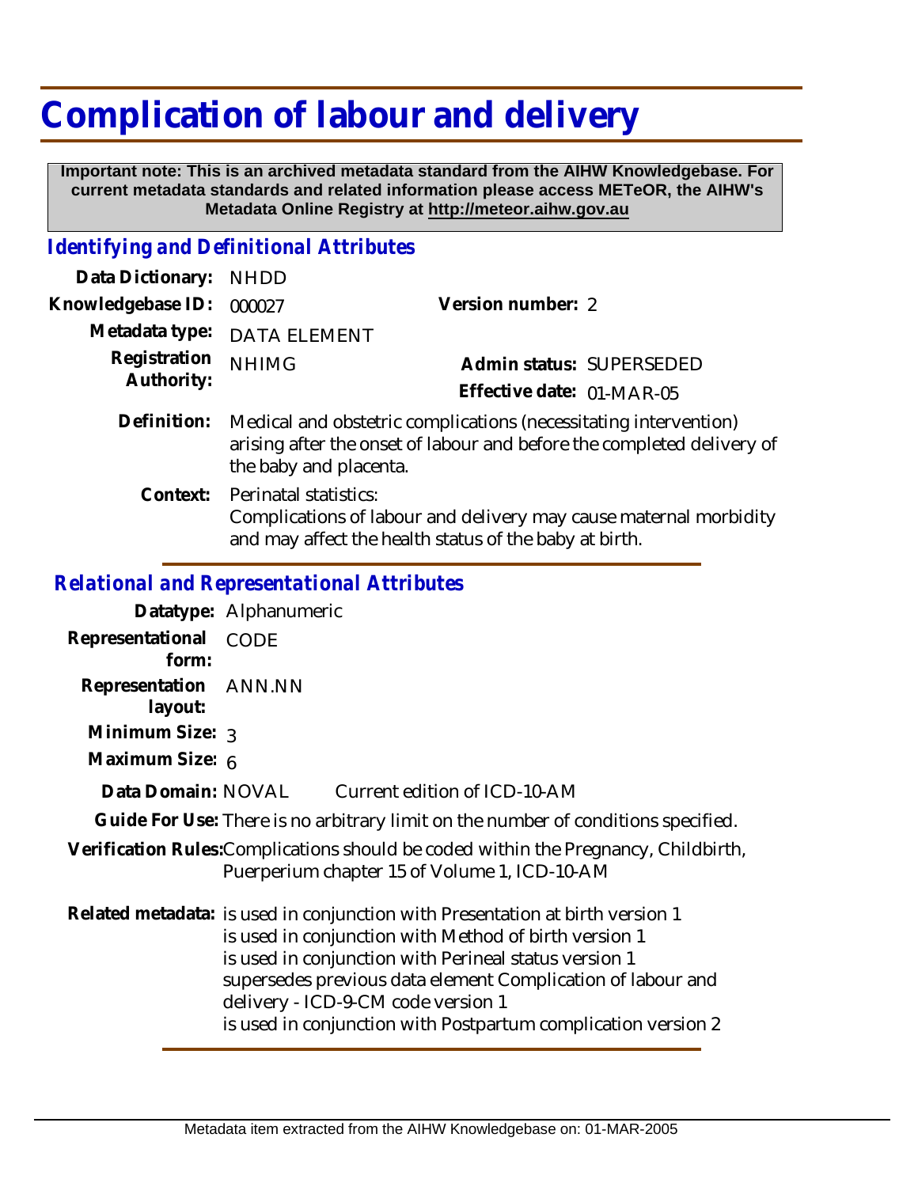# Complication of labour and delivery

**Important note: This is an archived metadata standard from the AIHW Knowledgebase. For current metadata standards and related information please access METeOR, the AIHW's Metadata Online Registry at http://meteor.aihw.gov.au**

## *Identifying and Definitional Attributes*

| | | | |
|---|---|---|---|
| **Data Dictionary:** | NHDD | | |
| **Knowledgebase ID:** | 000027 | **Version number:** | 2 |
| **Metadata type:** | DATA ELEMENT | | |
| **Registration Authority:** | NHIMG | **Admin status:** | SUPERSEDED |
| | | **Effective date:** | 01-MAR-05 |

**Definition:** Medical and obstetric complications (necessitating intervention) arising after the onset of labour and before the completed delivery of the baby and placenta.

**Context:** Perinatal statistics:
Complications of labour and delivery may cause maternal morbidity and may affect the health status of the baby at birth.

## *Relational and Representational Attributes*

**Datatype:** Alphanumeric

**Representational form:** CODE

**Representation layout:** ANN.NN

**Minimum Size:** 3

**Maximum Size:** 6

**Data Domain:** NOVAL Current edition of ICD-10-AM

**Guide For Use:** There is no arbitrary limit on the number of conditions specified.

**Verification Rules:** Complications should be coded within the Pregnancy, Childbirth, Puerperium chapter 15 of Volume 1, ICD-10-AM

**Related metadata:**
is used in conjunction with Presentation at birth version 1
is used in conjunction with Method of birth version 1
is used in conjunction with Perineal status version 1
supersedes previous data element Complication of labour and delivery - ICD-9-CM code version 1
is used in conjunction with Postpartum complication version 2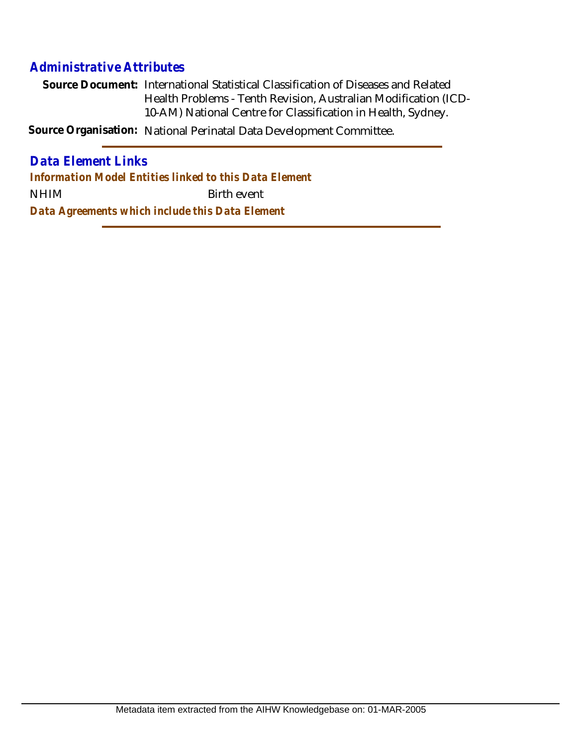## Administrative Attributes

**Source Document:** International Statistical Classification of Diseases and Related Health Problems - Tenth Revision, Australian Modification (ICD-10-AM) National Centre for Classification in Health, Sydney.

**Source Organisation:** National Perinatal Data Development Committee.

## Data Element Links

### Information Model Entities linked to this Data Element

| | |
|---|---|
| NHIM | Birth event |

### Data Agreements which include this Data Element